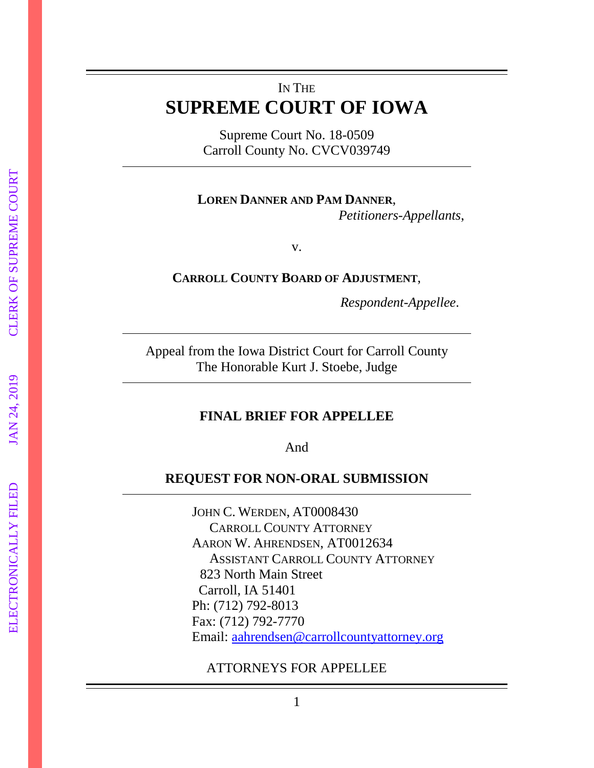IN THE

# SUPREME COURT OF IOWA

Supreme Court No. 18-0509
Carroll County No. CVCV039749

---

**LOREN DANNER AND PAM DANNER**,
*Petitioners-Appellants*,

v.

**CARROLL COUNTY BOARD OF ADJUSTMENT**,

*Respondent-Appellee*.

---

Appeal from the Iowa District Court for Carroll County
The Honorable Kurt J. Stoebe, Judge

---

**FINAL BRIEF FOR APPELLEE**

And

**REQUEST FOR NON-ORAL SUBMISSION**

---

JOHN C. WERDEN, AT0008430
CARROLL COUNTY ATTORNEY
AARON W. AHRENDSEN, AT0012634
ASSISTANT CARROLL COUNTY ATTORNEY
823 North Main Street
Carroll, IA 51401
Ph: (712) 792-8013
Fax: (712) 792-7770
Email: aahrendsen@carrollcountyattorney.org

ATTORNEYS FOR APPELLEE

ELECTRONICALLY FILED JAN 24, 2019 CLERK OF SUPREME COURT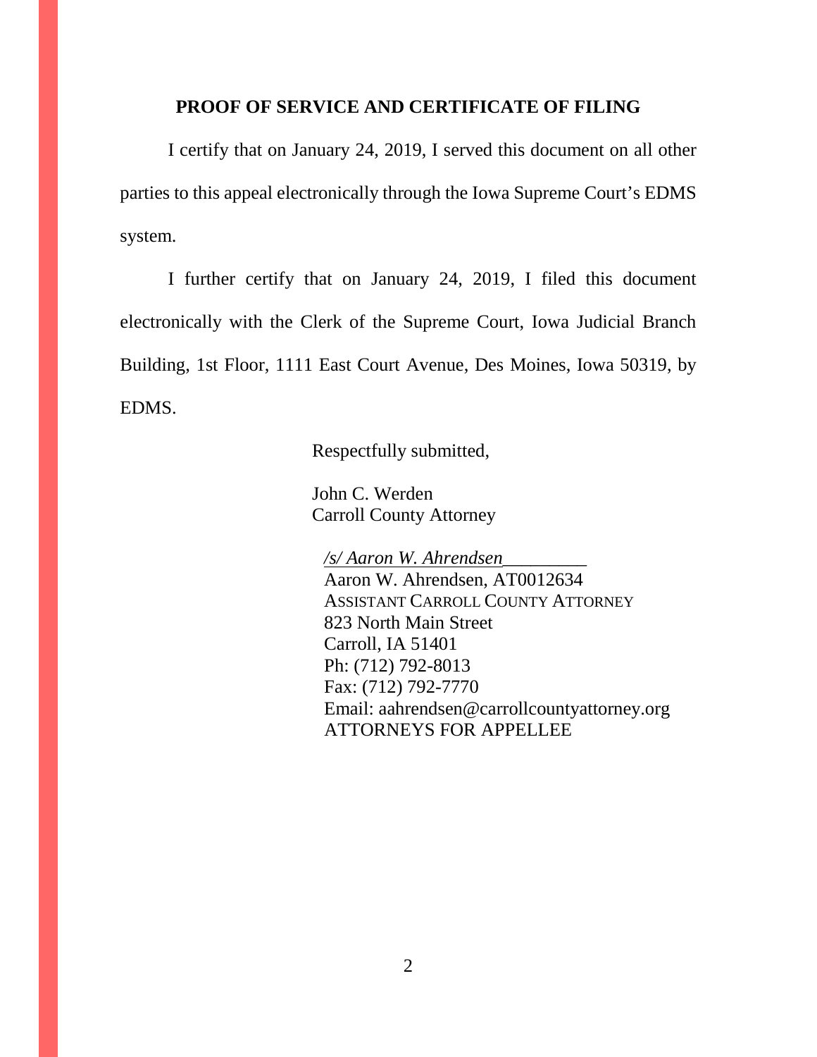**PROOF OF SERVICE AND CERTIFICATE OF FILING**

I certify that on January 24, 2019, I served this document on all other parties to this appeal electronically through the Iowa Supreme Court's EDMS system.

I further certify that on January 24, 2019, I filed this document electronically with the Clerk of the Supreme Court, Iowa Judicial Branch Building, 1st Floor, 1111 East Court Avenue, Des Moines, Iowa 50319, by EDMS.

Respectfully submitted,

John C. Werden  
Carroll County Attorney

*/s/ Aaron W. Ahrendsen*_________  
Aaron W. Ahrendsen, AT0012634  
ASSISTANT CARROLL COUNTY ATTORNEY  
823 North Main Street  
Carroll, IA 51401  
Ph: (712) 792-8013  
Fax: (712) 792-7770  
Email: aahrendsen@carrollcountyattorney.org  
ATTORNEYS FOR APPELLEE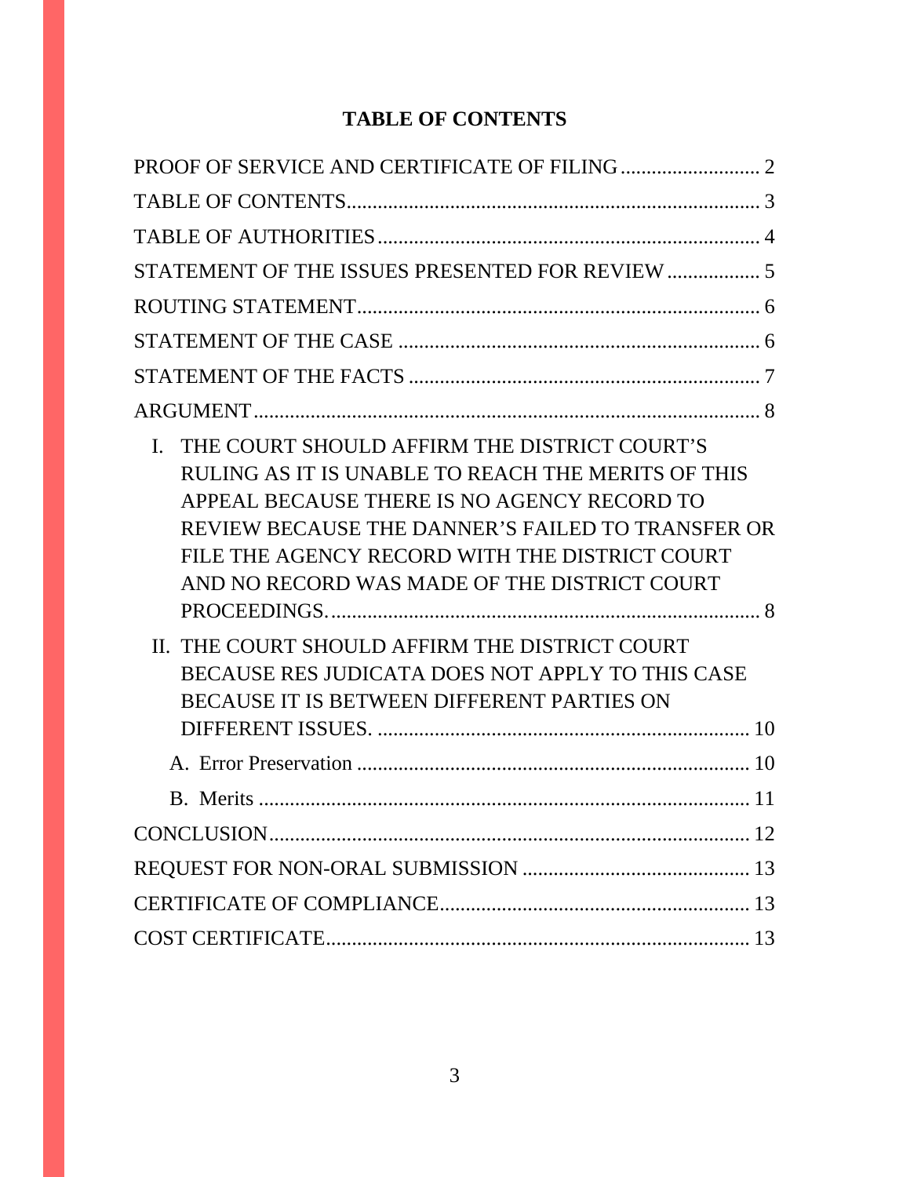# TABLE OF CONTENTS

PROOF OF SERVICE AND CERTIFICATE OF FILING ........................... 2

TABLE OF CONTENTS ................................................................................ 3

TABLE OF AUTHORITIES .......................................................................... 4

STATEMENT OF THE ISSUES PRESENTED FOR REVIEW .................. 5

ROUTING STATEMENT .............................................................................. 6

STATEMENT OF THE CASE ...................................................................... 6

STATEMENT OF THE FACTS .................................................................... 7

ARGUMENT .................................................................................................. 8

- I. THE COURT SHOULD AFFIRM THE DISTRICT COURT'S RULING AS IT IS UNABLE TO REACH THE MERITS OF THIS APPEAL BECAUSE THERE IS NO AGENCY RECORD TO REVIEW BECAUSE THE DANNER'S FAILED TO TRANSFER OR FILE THE AGENCY RECORD WITH THE DISTRICT COURT AND NO RECORD WAS MADE OF THE DISTRICT COURT PROCEEDINGS. ................................................................................... 8
- II. THE COURT SHOULD AFFIRM THE DISTRICT COURT BECAUSE RES JUDICATA DOES NOT APPLY TO THIS CASE BECAUSE IT IS BETWEEN DIFFERENT PARTIES ON DIFFERENT ISSUES. ........................................................................ 10
  - A. Error Preservation ............................................................................ 10
  - B. Merits ............................................................................................... 11

CONCLUSION ............................................................................................. 12

REQUEST FOR NON-ORAL SUBMISSION ............................................ 13

CERTIFICATE OF COMPLIANCE ............................................................ 13

COST CERTIFICATE .................................................................................. 13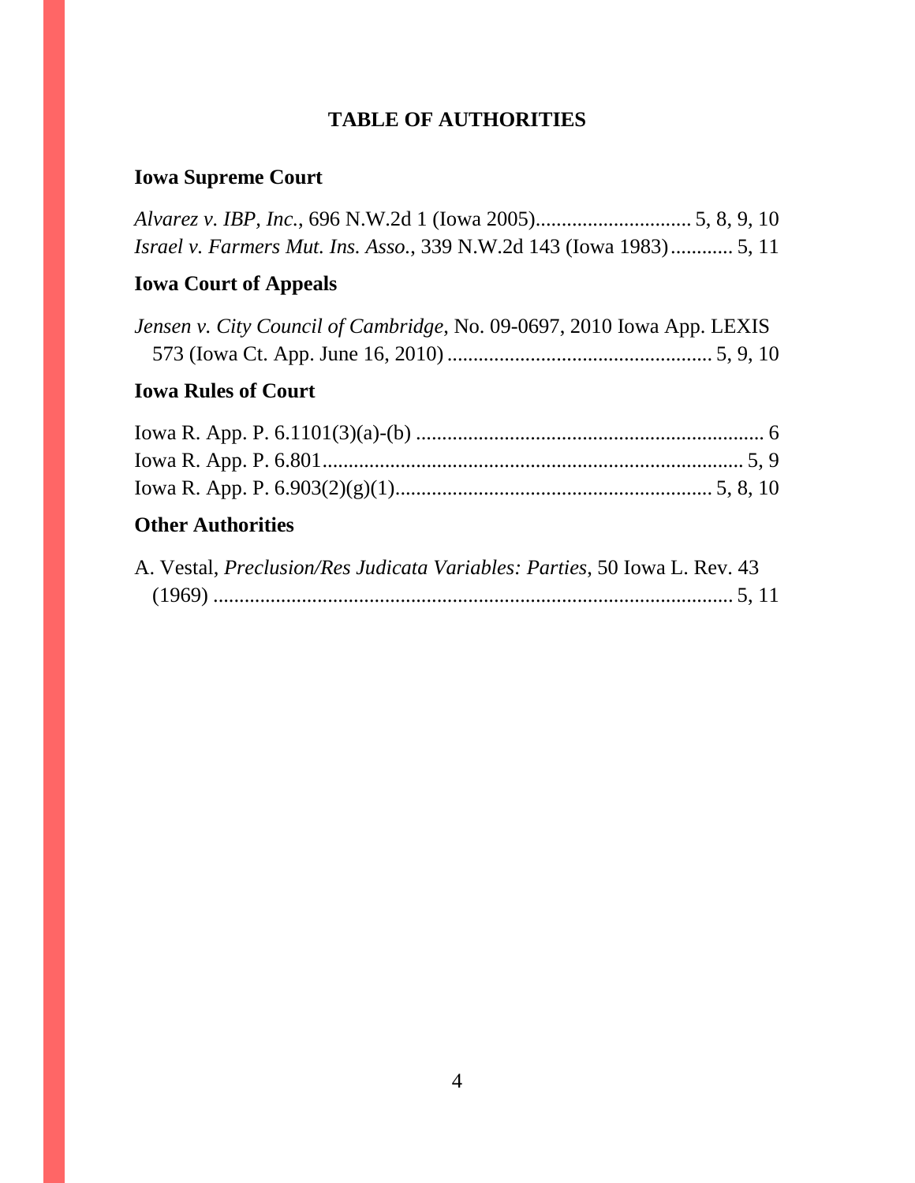## TABLE OF AUTHORITIES

### Iowa Supreme Court

*Alvarez v. IBP, Inc.*, 696 N.W.2d 1 (Iowa 2005)............................. 5, 8, 9, 10

*Israel v. Farmers Mut. Ins. Asso.*, 339 N.W.2d 143 (Iowa 1983)............ 5, 11

### Iowa Court of Appeals

*Jensen v. City Council of Cambridge*, No. 09-0697, 2010 Iowa App. LEXIS 573 (Iowa Ct. App. June 16, 2010) .................................................. 5, 9, 10

### Iowa Rules of Court

Iowa R. App. P. 6.1101(3)(a)-(b) .................................................................. 6

Iowa R. App. P. 6.801............................................................................... 5, 9

Iowa R. App. P. 6.903(2)(g)(1)............................................................ 5, 8, 10

### Other Authorities

A. Vestal, *Preclusion/Res Judicata Variables: Parties*, 50 Iowa L. Rev. 43 (1969) .................................................................................................. 5, 11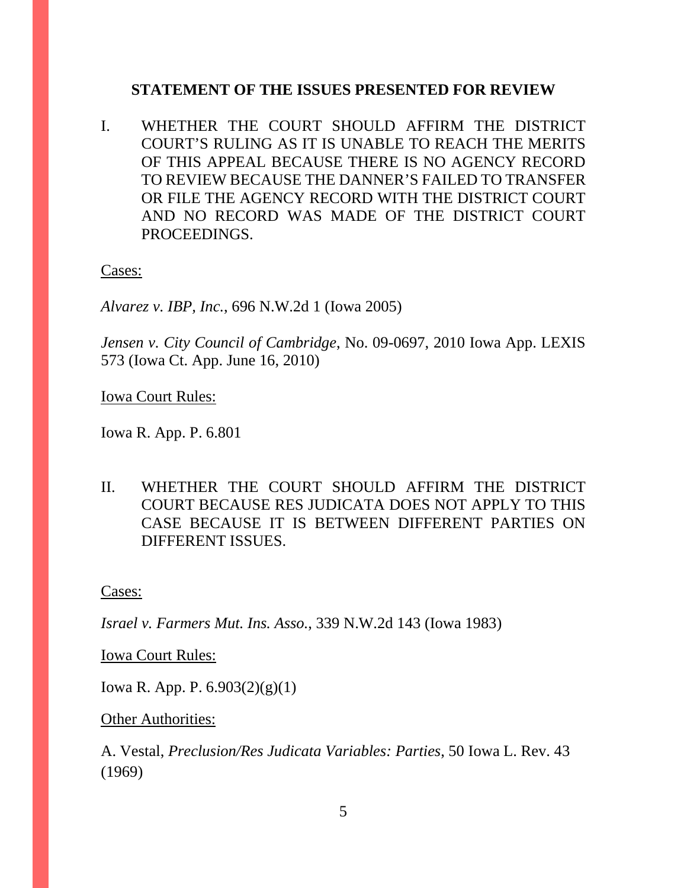## STATEMENT OF THE ISSUES PRESENTED FOR REVIEW

I. WHETHER THE COURT SHOULD AFFIRM THE DISTRICT COURT'S RULING AS IT IS UNABLE TO REACH THE MERITS OF THIS APPEAL BECAUSE THERE IS NO AGENCY RECORD TO REVIEW BECAUSE THE DANNER'S FAILED TO TRANSFER OR FILE THE AGENCY RECORD WITH THE DISTRICT COURT AND NO RECORD WAS MADE OF THE DISTRICT COURT PROCEEDINGS.

Cases:

*Alvarez v. IBP, Inc.*, 696 N.W.2d 1 (Iowa 2005)

*Jensen v. City Council of Cambridge*, No. 09-0697, 2010 Iowa App. LEXIS 573 (Iowa Ct. App. June 16, 2010)

Iowa Court Rules:

Iowa R. App. P. 6.801

II. WHETHER THE COURT SHOULD AFFIRM THE DISTRICT COURT BECAUSE RES JUDICATA DOES NOT APPLY TO THIS CASE BECAUSE IT IS BETWEEN DIFFERENT PARTIES ON DIFFERENT ISSUES.

Cases:

*Israel v. Farmers Mut. Ins. Asso.*, 339 N.W.2d 143 (Iowa 1983)

Iowa Court Rules:

Iowa R. App. P. 6.903(2)(g)(1)

Other Authorities:

A. Vestal, *Preclusion/Res Judicata Variables: Parties*, 50 Iowa L. Rev. 43 (1969)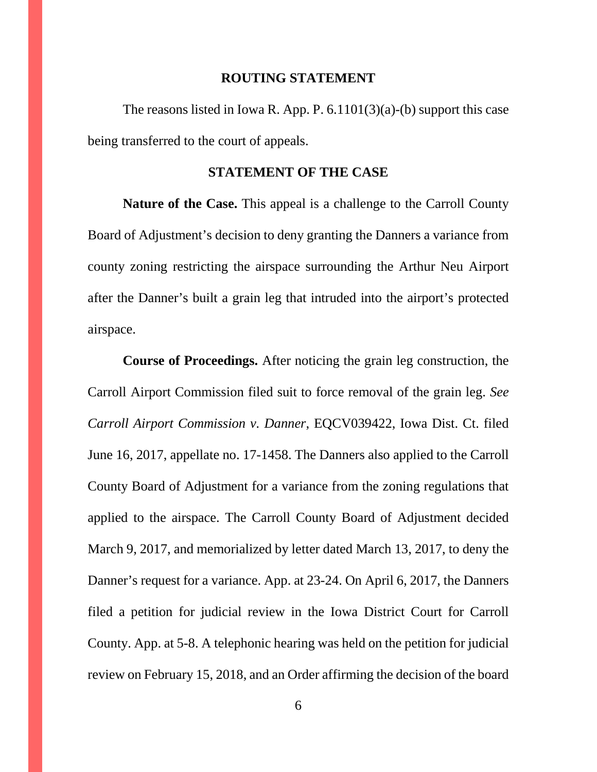## ROUTING STATEMENT

The reasons listed in Iowa R. App. P. 6.1101(3)(a)-(b) support this case being transferred to the court of appeals.

## STATEMENT OF THE CASE

**Nature of the Case.** This appeal is a challenge to the Carroll County Board of Adjustment's decision to deny granting the Danners a variance from county zoning restricting the airspace surrounding the Arthur Neu Airport after the Danner's built a grain leg that intruded into the airport's protected airspace.

**Course of Proceedings.** After noticing the grain leg construction, the Carroll Airport Commission filed suit to force removal of the grain leg. *See Carroll Airport Commission v. Danner,* EQCV039422, Iowa Dist. Ct. filed June 16, 2017, appellate no. 17-1458. The Danners also applied to the Carroll County Board of Adjustment for a variance from the zoning regulations that applied to the airspace. The Carroll County Board of Adjustment decided March 9, 2017, and memorialized by letter dated March 13, 2017, to deny the Danner's request for a variance. App. at 23-24. On April 6, 2017, the Danners filed a petition for judicial review in the Iowa District Court for Carroll County. App. at 5-8. A telephonic hearing was held on the petition for judicial review on February 15, 2018, and an Order affirming the decision of the board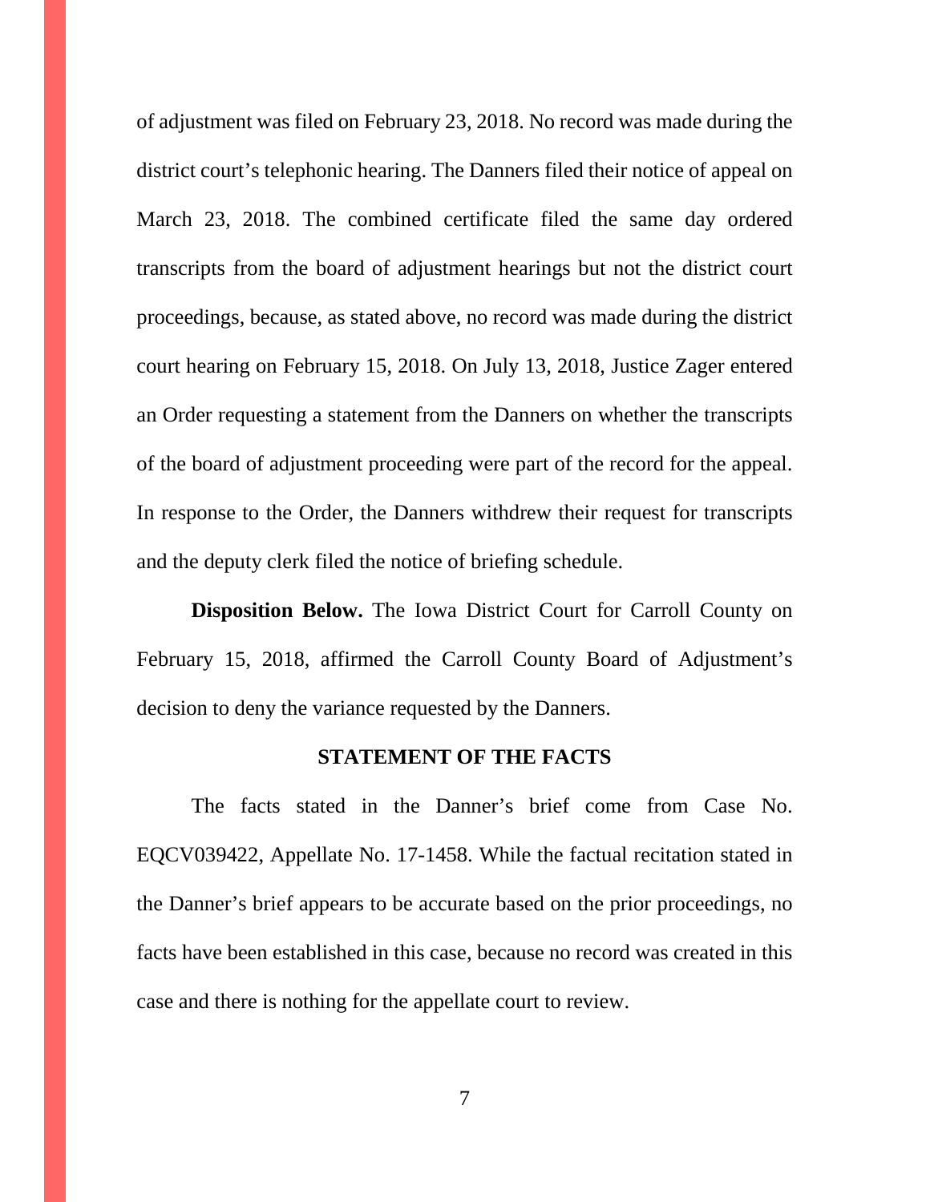of adjustment was filed on February 23, 2018. No record was made during the district court's telephonic hearing. The Danners filed their notice of appeal on March 23, 2018. The combined certificate filed the same day ordered transcripts from the board of adjustment hearings but not the district court proceedings, because, as stated above, no record was made during the district court hearing on February 15, 2018. On July 13, 2018, Justice Zager entered an Order requesting a statement from the Danners on whether the transcripts of the board of adjustment proceeding were part of the record for the appeal. In response to the Order, the Danners withdrew their request for transcripts and the deputy clerk filed the notice of briefing schedule.

**Disposition Below.** The Iowa District Court for Carroll County on February 15, 2018, affirmed the Carroll County Board of Adjustment's decision to deny the variance requested by the Danners.

## STATEMENT OF THE FACTS

The facts stated in the Danner's brief come from Case No. EQCV039422, Appellate No. 17-1458. While the factual recitation stated in the Danner's brief appears to be accurate based on the prior proceedings, no facts have been established in this case, because no record was created in this case and there is nothing for the appellate court to review.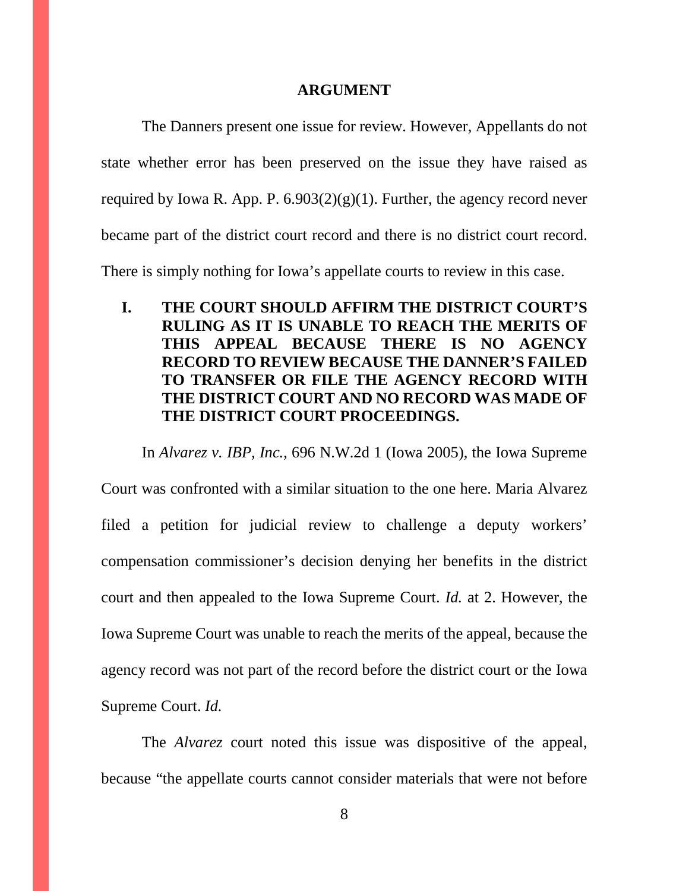## ARGUMENT

The Danners present one issue for review. However, Appellants do not state whether error has been preserved on the issue they have raised as required by Iowa R. App. P. 6.903(2)(g)(1). Further, the agency record never became part of the district court record and there is no district court record. There is simply nothing for Iowa's appellate courts to review in this case.

### I. THE COURT SHOULD AFFIRM THE DISTRICT COURT'S RULING AS IT IS UNABLE TO REACH THE MERITS OF THIS APPEAL BECAUSE THERE IS NO AGENCY RECORD TO REVIEW BECAUSE THE DANNER'S FAILED TO TRANSFER OR FILE THE AGENCY RECORD WITH THE DISTRICT COURT AND NO RECORD WAS MADE OF THE DISTRICT COURT PROCEEDINGS.

In *Alvarez v. IBP, Inc.*, 696 N.W.2d 1 (Iowa 2005), the Iowa Supreme Court was confronted with a similar situation to the one here. Maria Alvarez filed a petition for judicial review to challenge a deputy workers' compensation commissioner's decision denying her benefits in the district court and then appealed to the Iowa Supreme Court. *Id.* at 2. However, the Iowa Supreme Court was unable to reach the merits of the appeal, because the agency record was not part of the record before the district court or the Iowa Supreme Court. *Id.*

The *Alvarez* court noted this issue was dispositive of the appeal, because "the appellate courts cannot consider materials that were not before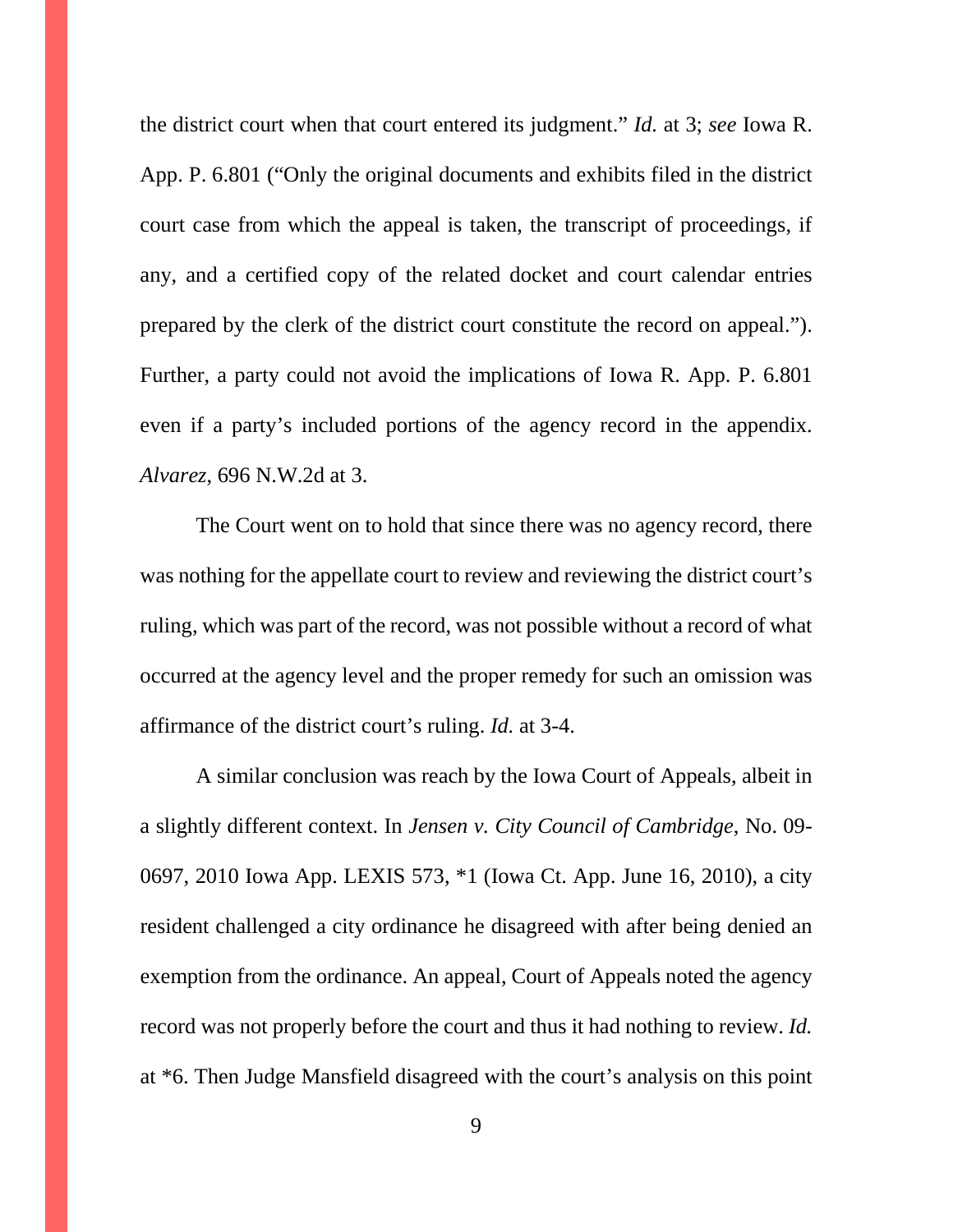the district court when that court entered its judgment." *Id.* at 3; *see* Iowa R. App. P. 6.801 ("Only the original documents and exhibits filed in the district court case from which the appeal is taken, the transcript of proceedings, if any, and a certified copy of the related docket and court calendar entries prepared by the clerk of the district court constitute the record on appeal."). Further, a party could not avoid the implications of Iowa R. App. P. 6.801 even if a party's included portions of the agency record in the appendix. *Alvarez*, 696 N.W.2d at 3.

The Court went on to hold that since there was no agency record, there was nothing for the appellate court to review and reviewing the district court's ruling, which was part of the record, was not possible without a record of what occurred at the agency level and the proper remedy for such an omission was affirmance of the district court's ruling. *Id.* at 3-4.

A similar conclusion was reach by the Iowa Court of Appeals, albeit in a slightly different context. In *Jensen v. City Council of Cambridge*, No. 09-0697, 2010 Iowa App. LEXIS 573, *1 (Iowa Ct. App. June 16, 2010), a city resident challenged a city ordinance he disagreed with after being denied an exemption from the ordinance. An appeal, Court of Appeals noted the agency record was not properly before the court and thus it had nothing to review. *Id.* at *6. Then Judge Mansfield disagreed with the court's analysis on this point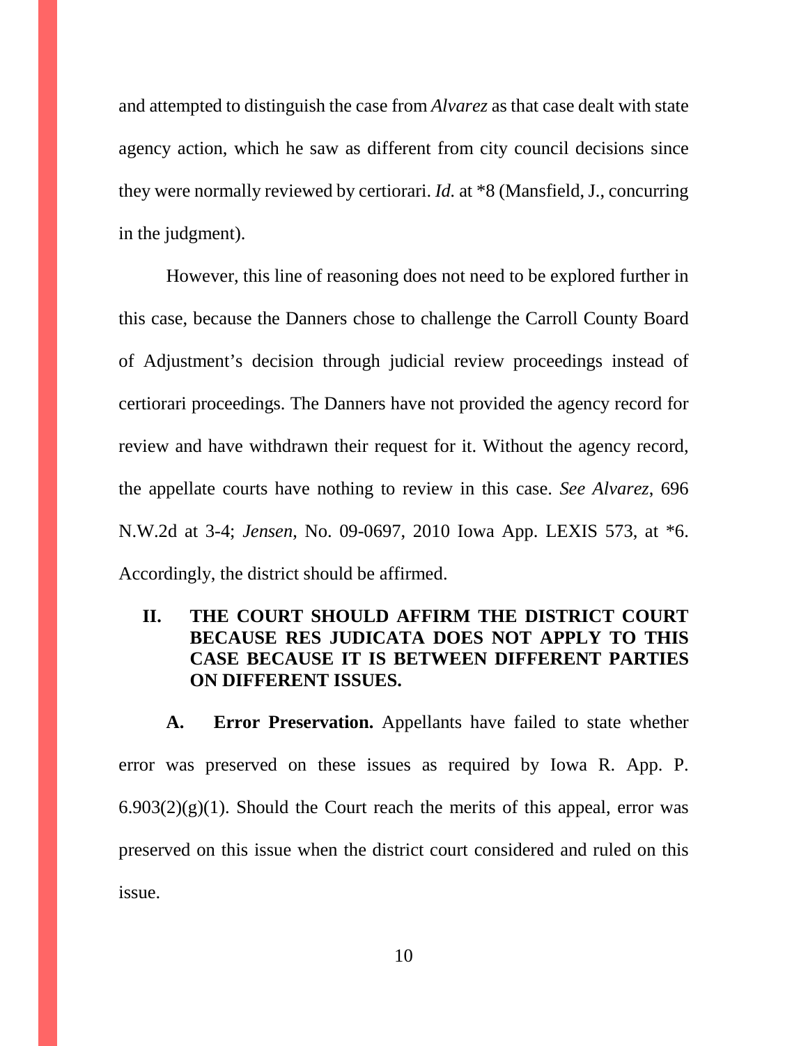and attempted to distinguish the case from *Alvarez* as that case dealt with state agency action, which he saw as different from city council decisions since they were normally reviewed by certiorari. *Id.* at *8 (Mansfield, J., concurring in the judgment).

However, this line of reasoning does not need to be explored further in this case, because the Danners chose to challenge the Carroll County Board of Adjustment's decision through judicial review proceedings instead of certiorari proceedings. The Danners have not provided the agency record for review and have withdrawn their request for it. Without the agency record, the appellate courts have nothing to review in this case. *See Alvarez*, 696 N.W.2d at 3-4; *Jensen*, No. 09-0697, 2010 Iowa App. LEXIS 573, at *6. Accordingly, the district should be affirmed.

## II. THE COURT SHOULD AFFIRM THE DISTRICT COURT BECAUSE RES JUDICATA DOES NOT APPLY TO THIS CASE BECAUSE IT IS BETWEEN DIFFERENT PARTIES ON DIFFERENT ISSUES.

**A. Error Preservation.** Appellants have failed to state whether error was preserved on these issues as required by Iowa R. App. P. 6.903(2)(g)(1). Should the Court reach the merits of this appeal, error was preserved on this issue when the district court considered and ruled on this issue.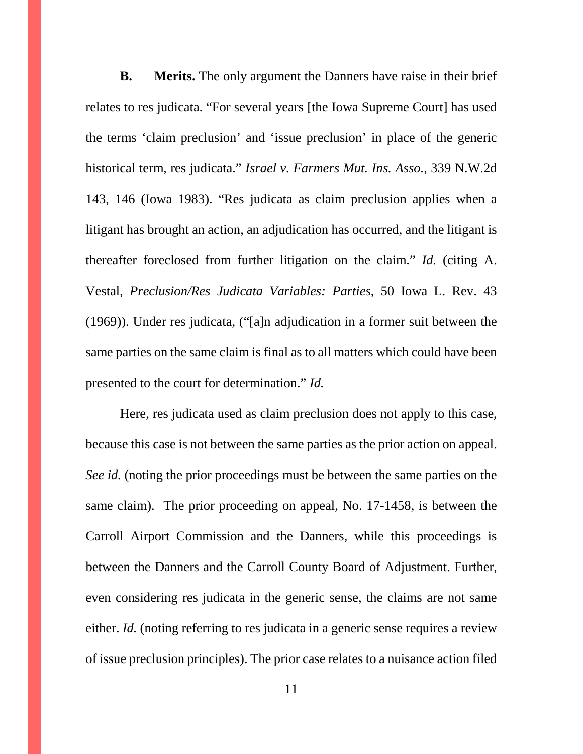**B.** **Merits.** The only argument the Danners have raise in their brief relates to res judicata. "For several years [the Iowa Supreme Court] has used the terms 'claim preclusion' and 'issue preclusion' in place of the generic historical term, res judicata." *Israel v. Farmers Mut. Ins. Asso.*, 339 N.W.2d 143, 146 (Iowa 1983). "Res judicata as claim preclusion applies when a litigant has brought an action, an adjudication has occurred, and the litigant is thereafter foreclosed from further litigation on the claim." *Id.* (citing A. Vestal, *Preclusion/Res Judicata Variables: Parties*, 50 Iowa L. Rev. 43 (1969)). Under res judicata, ("[a]n adjudication in a former suit between the same parties on the same claim is final as to all matters which could have been presented to the court for determination." *Id.*

Here, res judicata used as claim preclusion does not apply to this case, because this case is not between the same parties as the prior action on appeal. *See id.* (noting the prior proceedings must be between the same parties on the same claim). The prior proceeding on appeal, No. 17-1458, is between the Carroll Airport Commission and the Danners, while this proceedings is between the Danners and the Carroll County Board of Adjustment. Further, even considering res judicata in the generic sense, the claims are not same either. *Id.* (noting referring to res judicata in a generic sense requires a review of issue preclusion principles). The prior case relates to a nuisance action filed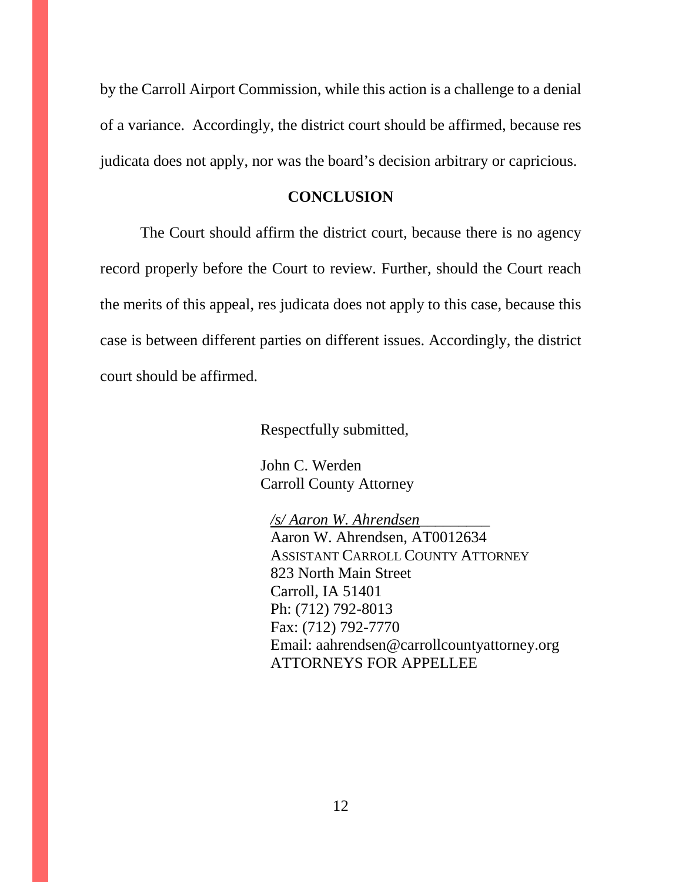by the Carroll Airport Commission, while this action is a challenge to a denial of a variance. Accordingly, the district court should be affirmed, because res judicata does not apply, nor was the board's decision arbitrary or capricious.

## CONCLUSION

The Court should affirm the district court, because there is no agency record properly before the Court to review. Further, should the Court reach the merits of this appeal, res judicata does not apply to this case, because this case is between different parties on different issues. Accordingly, the district court should be affirmed.

Respectfully submitted,

John C. Werden
Carroll County Attorney

*/s/ Aaron W. Ahrendsen*_________
Aaron W. Ahrendsen, AT0012634
ASSISTANT CARROLL COUNTY ATTORNEY
823 North Main Street
Carroll, IA 51401
Ph: (712) 792-8013
Fax: (712) 792-7770
Email: aahrendsen@carrollcountyattorney.org
ATTORNEYS FOR APPELLEE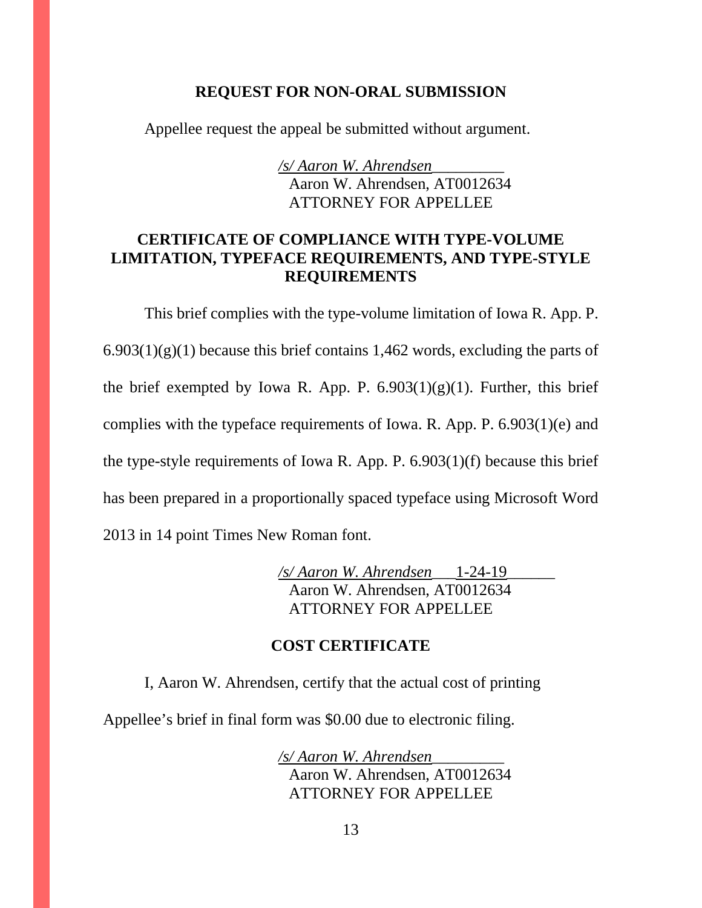## REQUEST FOR NON-ORAL SUBMISSION

Appellee request the appeal be submitted without argument.

*/s/ Aaron W. Ahrendsen*\_\_\_\_\_\_\_\_\_
Aaron W. Ahrendsen, AT0012634
ATTORNEY FOR APPELLEE

## CERTIFICATE OF COMPLIANCE WITH TYPE-VOLUME LIMITATION, TYPEFACE REQUIREMENTS, AND TYPE-STYLE REQUIREMENTS

This brief complies with the type-volume limitation of Iowa R. App. P. 6.903(1)(g)(1) because this brief contains 1,462 words, excluding the parts of the brief exempted by Iowa R. App. P. 6.903(1)(g)(1). Further, this brief complies with the typeface requirements of Iowa. R. App. P. 6.903(1)(e) and the type-style requirements of Iowa R. App. P. 6.903(1)(f) because this brief has been prepared in a proportionally spaced typeface using Microsoft Word 2013 in 14 point Times New Roman font.

*/s/ Aaron W. Ahrendsen*\_\_\_1-24-19\_\_\_\_\_\_
Aaron W. Ahrendsen, AT0012634
ATTORNEY FOR APPELLEE

## COST CERTIFICATE

I, Aaron W. Ahrendsen, certify that the actual cost of printing Appellee's brief in final form was $0.00 due to electronic filing.

*/s/ Aaron W. Ahrendsen*\_\_\_\_\_\_\_\_\_
Aaron W. Ahrendsen, AT0012634
ATTORNEY FOR APPELLEE